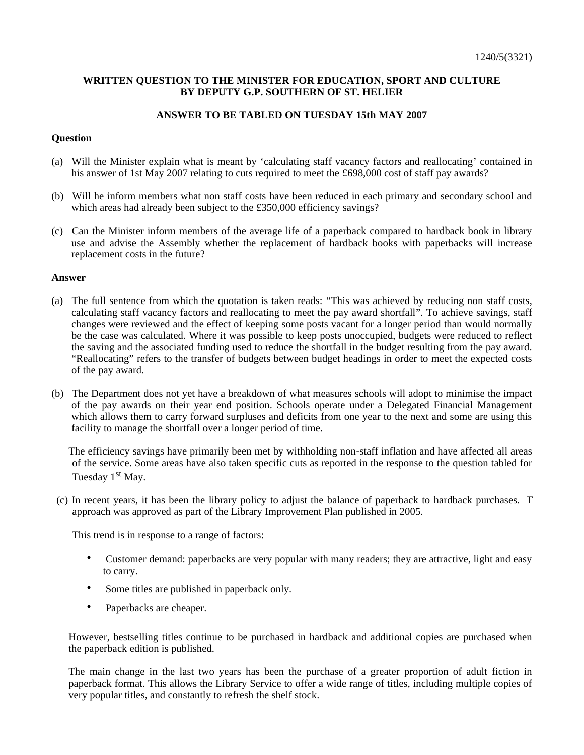1240/5(3321)

**WRITTEN QUESTION TO THE MINISTER FOR EDUCATION, SPORT AND CULTURE BY DEPUTY G.P. SOUTHERN OF ST. HELIER**

**ANSWER TO BE TABLED ON TUESDAY 15th MAY 2007**

**Question**

(a) Will the Minister explain what is meant by 'calculating staff vacancy factors and reallocating' contained in his answer of 1st May 2007 relating to cuts required to meet the £698,000 cost of staff pay awards?

(b) Will he inform members what non staff costs have been reduced in each primary and secondary school and which areas had already been subject to the £350,000 efficiency savings?

(c) Can the Minister inform members of the average life of a paperback compared to hardback book in library use and advise the Assembly whether the replacement of hardback books with paperbacks will increase replacement costs in the future?

**Answer**

(a) The full sentence from which the quotation is taken reads: "This was achieved by reducing non staff costs, calculating staff vacancy factors and reallocating to meet the pay award shortfall". To achieve savings, staff changes were reviewed and the effect of keeping some posts vacant for a longer period than would normally be the case was calculated. Where it was possible to keep posts unoccupied, budgets were reduced to reflect the saving and the associated funding used to reduce the shortfall in the budget resulting from the pay award. "Reallocating" refers to the transfer of budgets between budget headings in order to meet the expected costs of the pay award.

(b) The Department does not yet have a breakdown of what measures schools will adopt to minimise the impact of the pay awards on their year end position. Schools operate under a Delegated Financial Management which allows them to carry forward surpluses and deficits from one year to the next and some are using this facility to manage the shortfall over a longer period of time.

The efficiency savings have primarily been met by withholding non-staff inflation and have affected all areas of the service. Some areas have also taken specific cuts as reported in the response to the question tabled for Tuesday 1st May.

(c) In recent years, it has been the library policy to adjust the balance of paperback to hardback purchases. T approach was approved as part of the Library Improvement Plan published in 2005.

This trend is in response to a range of factors:

- Customer demand: paperbacks are very popular with many readers; they are attractive, light and easy to carry.
- Some titles are published in paperback only.
- Paperbacks are cheaper.

However, bestselling titles continue to be purchased in hardback and additional copies are purchased when the paperback edition is published.

The main change in the last two years has been the purchase of a greater proportion of adult fiction in paperback format. This allows the Library Service to offer a wide range of titles, including multiple copies of very popular titles, and constantly to refresh the shelf stock.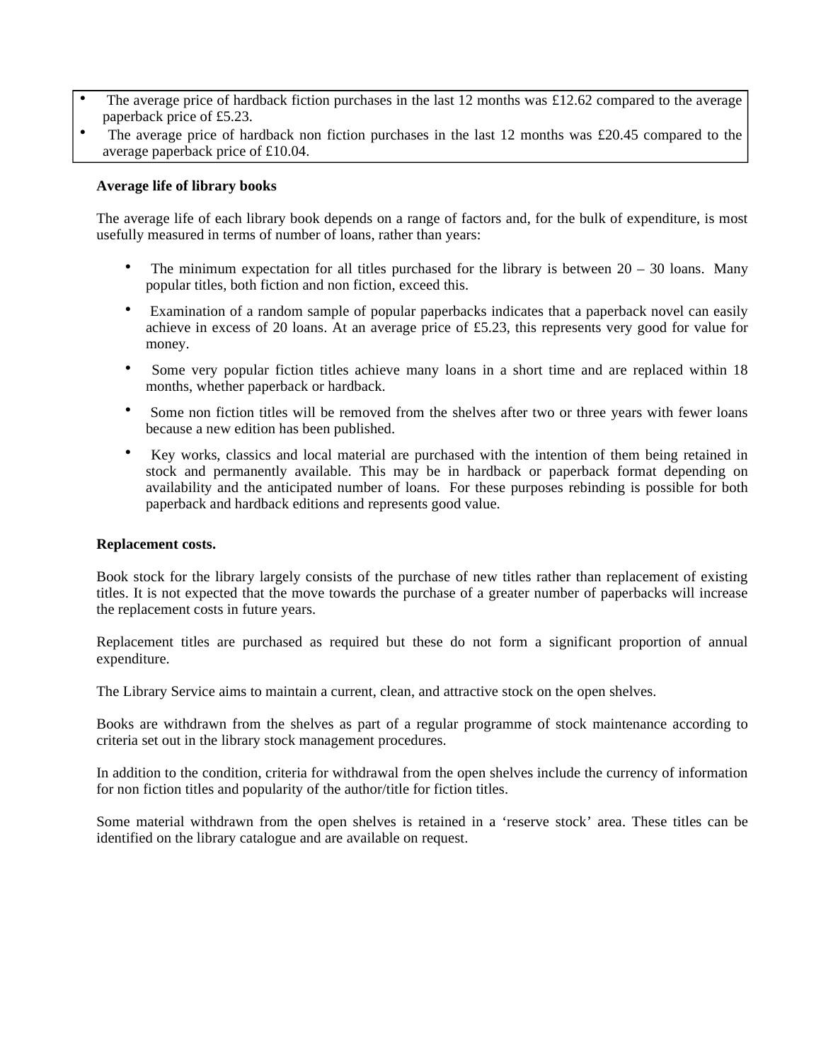- The average price of hardback fiction purchases in the last 12 months was £12.62 compared to the average paperback price of £5.23.
- The average price of hardback non fiction purchases in the last 12 months was £20.45 compared to the average paperback price of £10.04.

**Average life of library books**

The average life of each library book depends on a range of factors and, for the bulk of expenditure, is most usefully measured in terms of number of loans, rather than years:

- The minimum expectation for all titles purchased for the library is between 20 – 30 loans. Many popular titles, both fiction and non fiction, exceed this.
- Examination of a random sample of popular paperbacks indicates that a paperback novel can easily achieve in excess of 20 loans. At an average price of £5.23, this represents very good for value for money.
- Some very popular fiction titles achieve many loans in a short time and are replaced within 18 months, whether paperback or hardback.
- Some non fiction titles will be removed from the shelves after two or three years with fewer loans because a new edition has been published.
- Key works, classics and local material are purchased with the intention of them being retained in stock and permanently available. This may be in hardback or paperback format depending on availability and the anticipated number of loans. For these purposes rebinding is possible for both paperback and hardback editions and represents good value.

**Replacement costs.**

Book stock for the library largely consists of the purchase of new titles rather than replacement of existing titles. It is not expected that the move towards the purchase of a greater number of paperbacks will increase the replacement costs in future years.

Replacement titles are purchased as required but these do not form a significant proportion of annual expenditure.

The Library Service aims to maintain a current, clean, and attractive stock on the open shelves.

Books are withdrawn from the shelves as part of a regular programme of stock maintenance according to criteria set out in the library stock management procedures.

In addition to the condition, criteria for withdrawal from the open shelves include the currency of information for non fiction titles and popularity of the author/title for fiction titles.

Some material withdrawn from the open shelves is retained in a 'reserve stock' area. These titles can be identified on the library catalogue and are available on request.